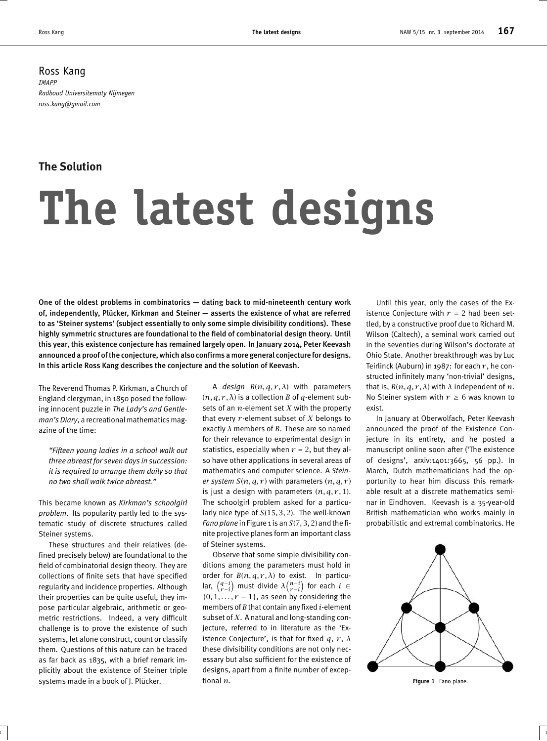Ross Kang
*IMAPP*
*Radboud Universitematy Nijmegen*
*ross.kang@gmail.com*

**The Solution**

# The latest designs

**One of the oldest problems in combinatorics — dating back to mid-nineteenth century work of, independently, Plücker, Kirkman and Steiner — asserts the existence of what are referred to as 'Steiner systems' (subject essentially to only some simple divisibility conditions). These highly symmetric structures are foundational to the field of combinatorial design theory. Until this year, this existence conjecture has remained largely open. In January 2014, Peter Keevash announced a proof of the conjecture, which also confirms a more general conjecture for designs. In this article Ross Kang describes the conjecture and the solution of Keevash.**

The Reverend Thomas P. Kirkman, a Church of England clergyman, in 1850 posed the following innocent puzzle in *The Lady's and Gentleman's Diary*, a recreational mathematics magazine of the time:

> *"Fifteen young ladies in a school walk out three abreast for seven days in succession: it is required to arrange them daily so that no two shall walk twice abreast."*

This became known as *Kirkman's schoolgirl problem*. Its popularity partly led to the systematic study of discrete structures called Steiner systems.

These structures and their relatives (defined precisely below) are foundational to the field of combinatorial design theory. They are collections of finite sets that have specified regularity and incidence properties. Although their properties can be quite useful, they impose particular algebraic, arithmetic or geometric restrictions. Indeed, a very difficult challenge is to prove the existence of such systems, let alone construct, count or classify them. Questions of this nature can be traced as far back as 1835, with a brief remark implicitly about the existence of Steiner triple systems made in a book of J. Plücker.

A *design* $B(n,q,r,\lambda)$ with parameters $(n,q,r,\lambda)$ is a collection $B$ of $q$-element subsets of an $n$-element set $X$ with the property that every $r$-element subset of $X$ belongs to exactly $\lambda$ members of $B$. These are so named for their relevance to experimental design in statistics, especially when $r=2$, but they also have other applications in several areas of mathematics and computer science. A *Steiner system* $S(n,q,r)$ with parameters $(n,q,r)$ is just a design with parameters $(n,q,r,1)$. The schoolgirl problem asked for a particularly nice type of $S(15,3,2)$. The well-known *Fano plane* in Figure 1 is an $S(7,3,2)$ and the finite projective planes form an important class of Steiner systems.

Observe that some simple divisibility conditions among the parameters must hold in order for $B(n,q,r,\lambda)$ to exist. In particular, $\binom{q-i}{r-i}$ must divide $\lambda\binom{n-i}{r-i}$ for each $i \in \{0,1,\ldots,r-1\}$, as seen by considering the members of $B$ that contain any fixed $i$-element subset of $X$. A natural and long-standing conjecture, referred to in literature as the 'Existence Conjecture', is that for fixed $q$, $r$, $\lambda$ these divisibility conditions are not only necessary but also sufficient for the existence of designs, apart from a finite number of exceptional $n$.

Until this year, only the cases of the Existence Conjecture with $r=2$ had been settled, by a constructive proof due to Richard M. Wilson (Caltech), a seminal work carried out in the seventies during Wilson's doctorate at Ohio State. Another breakthrough was by Luc Teirlinck (Auburn) in 1987: for each $r$, he constructed infinitely many 'non-trivial' designs, that is, $B(n,q,r,\lambda)$ with $\lambda$ independent of $n$. No Steiner system with $r \geq 6$ was known to exist.

In January at Oberwolfach, Peter Keevash announced the proof of the Existence Conjecture in its entirety, and he posted a manuscript online soon after ('The existence of designs', arxiv:1401:3665, 56 pp.). In March, Dutch mathematicians had the opportunity to hear him discuss this remarkable result at a discrete mathematics seminar in Eindhoven. Keevash is a 35-year-old British mathematician who works mainly in probabilistic and extremal combinatorics. He

**Figure 1** Fano plane.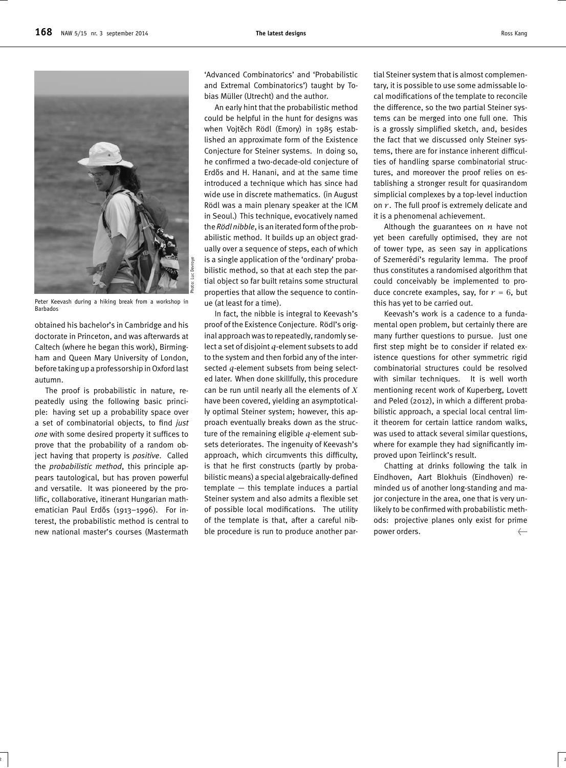Peter Keevash during a hiking break from a workshop in Barbados

obtained his bachelor's in Cambridge and his doctorate in Princeton, and was afterwards at Caltech (where he began this work), Birmingham and Queen Mary University of London, before taking up a professorship in Oxford last autumn.

The proof is probabilistic in nature, repeatedly using the following basic principle: having set up a probability space over a set of combinatorial objects, to find *just one* with some desired property it suffices to prove that the probability of a random object having that property is *positive*. Called the *probabilistic method*, this principle appears tautological, but has proven powerful and versatile. It was pioneered by the prolific, collaborative, itinerant Hungarian mathematician Paul Erdős (1913–1996). For interest, the probabilistic method is central to new national master's courses (Mastermath 'Advanced Combinatorics' and 'Probabilistic and Extremal Combinatorics') taught by Tobias Müller (Utrecht) and the author.

An early hint that the probabilistic method could be helpful in the hunt for designs was when Vojtěch Rödl (Emory) in 1985 established an approximate form of the Existence Conjecture for Steiner systems. In doing so, he confirmed a two-decade-old conjecture of Erdős and H. Hanani, and at the same time introduced a technique which has since had wide use in discrete mathematics. (in August Rödl was a main plenary speaker at the ICM in Seoul.) This technique, evocatively named the *Rödl nibble*, is an iterated form of the probabilistic method. It builds up an object gradually over a sequence of steps, each of which is a single application of the 'ordinary' probabilistic method, so that at each step the partial object so far built retains some structural properties that allow the sequence to continue (at least for a time).

In fact, the nibble is integral to Keevash's proof of the Existence Conjecture. Rödl's original approach was to repeatedly, randomly select a set of disjoint $q$-element subsets to add to the system and then forbid any of the intersected $q$-element subsets from being selected later. When done skillfully, this procedure can be run until nearly all the elements of $X$ have been covered, yielding an asymptotically optimal Steiner system; however, this approach eventually breaks down as the structure of the remaining eligible $q$-element subsets deteriorates. The ingenuity of Keevash's approach, which circumvents this difficulty, is that he first constructs (partly by probabilistic means) a special algebraically-defined template — this template induces a partial Steiner system and also admits a flexible set of possible local modifications. The utility of the template is that, after a careful nibble procedure is run to produce another partial Steiner system that is almost complementary, it is possible to use some admissable local modifications of the template to reconcile the difference, so the two partial Steiner systems can be merged into one full one. This is a grossly simplified sketch, and, besides the fact that we discussed only Steiner systems, there are for instance inherent difficulties of handling sparse combinatorial structures, and moreover the proof relies on establishing a stronger result for quasirandom simplicial complexes by a top-level induction on $r$. The full proof is extremely delicate and it is a phenomenal achievement.

Although the guarantees on $n$ have not yet been carefully optimised, they are not of tower type, as seen say in applications of Szemerédi's regularity lemma. The proof thus constitutes a randomised algorithm that could conceivably be implemented to produce concrete examples, say, for $r = 6$, but this has yet to be carried out.

Keevash's work is a cadence to a fundamental open problem, but certainly there are many further questions to pursue. Just one first step might be to consider if related existence questions for other symmetric rigid combinatorial structures could be resolved with similar techniques. It is well worth mentioning recent work of Kuperberg, Lovett and Peled (2012), in which a different probabilistic approach, a special local central limit theorem for certain lattice random walks, was used to attack several similar questions, where for example they had significantly improved upon Teirlinck's result.

Chatting at drinks following the talk in Eindhoven, Aart Blokhuis (Eindhoven) reminded us of another long-standing and major conjecture in the area, one that is very unlikely to be confirmed with probabilistic methods: projective planes only exist for prime power orders.